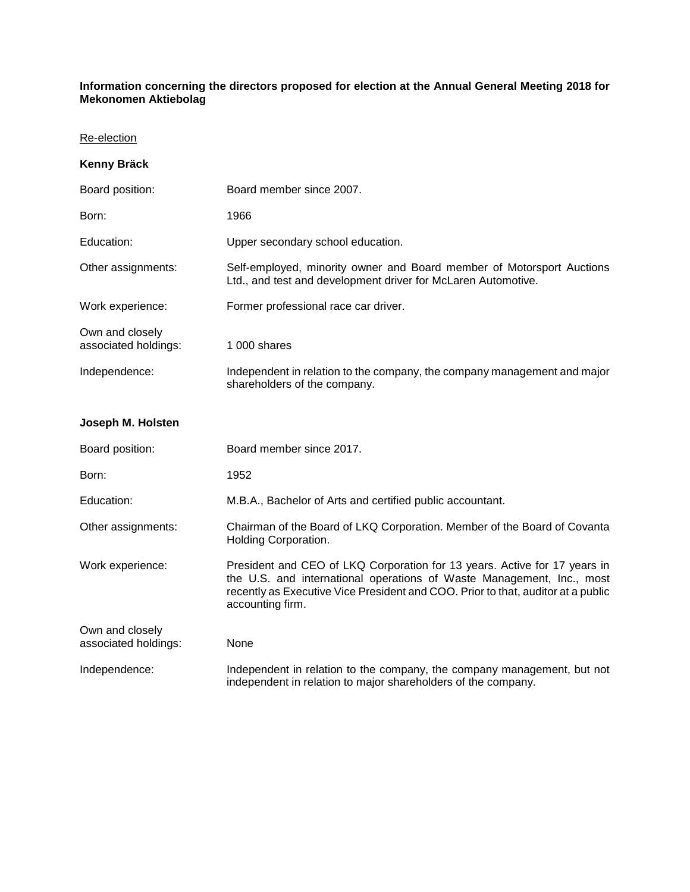**Information concerning the directors proposed for election at the Annual General Meeting 2018 for Mekonomen Aktiebolag**

<u>Re-election</u>

**Kenny Bräck**

| | |
|---|---|
| Board position: | Board member since 2007. |
| Born: | 1966 |
| Education: | Upper secondary school education. |
| Other assignments: | Self-employed, minority owner and Board member of Motorsport Auctions Ltd., and test and development driver for McLaren Automotive. |
| Work experience: | Former professional race car driver. |
| Own and closely associated holdings: | 1 000 shares |
| Independence: | Independent in relation to the company, the company management and major shareholders of the company. |

**Joseph M. Holsten**

| | |
|---|---|
| Board position: | Board member since 2017. |
| Born: | 1952 |
| Education: | M.B.A., Bachelor of Arts and certified public accountant. |
| Other assignments: | Chairman of the Board of LKQ Corporation. Member of the Board of Covanta Holding Corporation. |
| Work experience: | President and CEO of LKQ Corporation for 13 years. Active for 17 years in the U.S. and international operations of Waste Management, Inc., most recently as Executive Vice President and COO. Prior to that, auditor at a public accounting firm. |
| Own and closely associated holdings: | None |
| Independence: | Independent in relation to the company, the company management, but not independent in relation to major shareholders of the company. |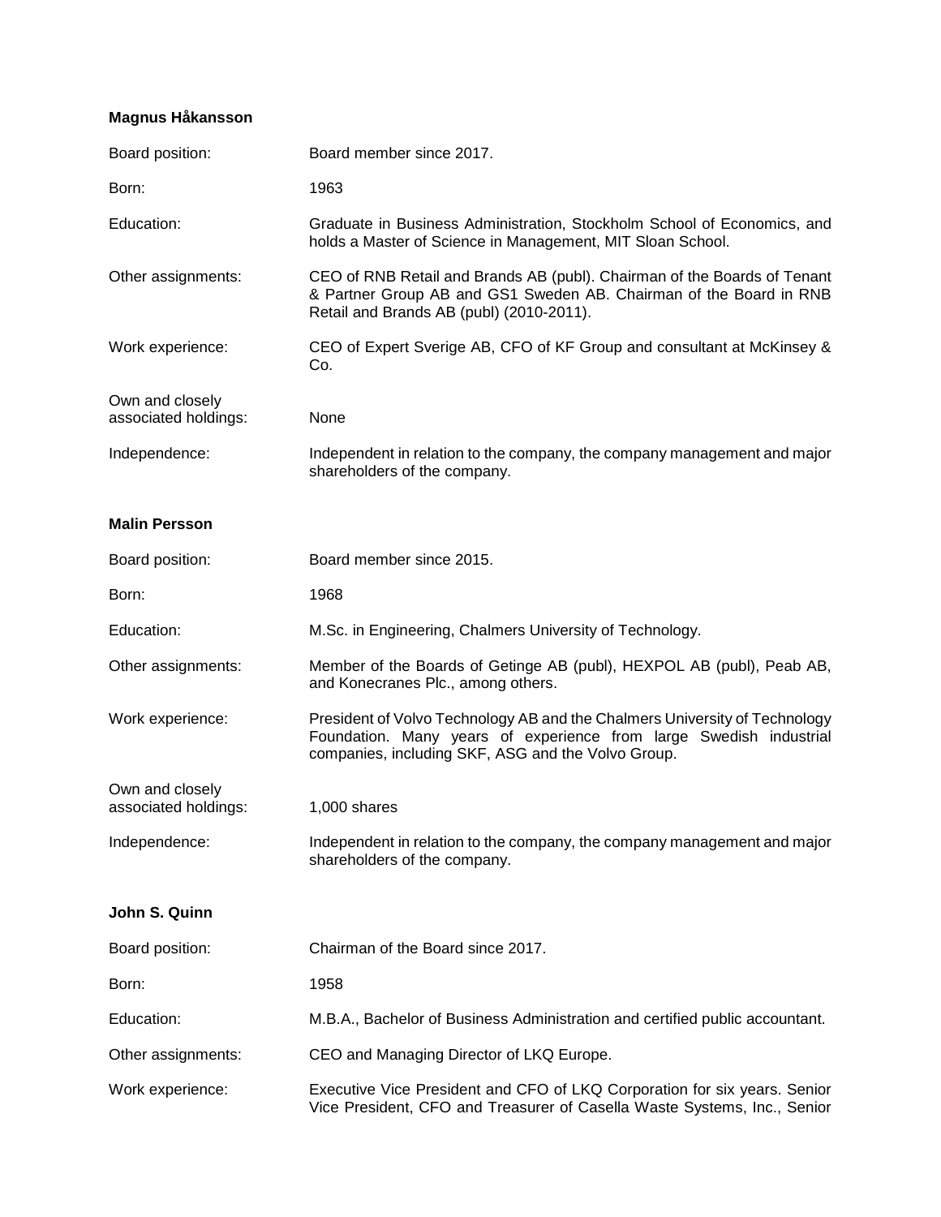**Magnus Håkansson**

| | |
|---|---|
| Board position: | Board member since 2017. |
| Born: | 1963 |
| Education: | Graduate in Business Administration, Stockholm School of Economics, and holds a Master of Science in Management, MIT Sloan School. |
| Other assignments: | CEO of RNB Retail and Brands AB (publ). Chairman of the Boards of Tenant & Partner Group AB and GS1 Sweden AB. Chairman of the Board in RNB Retail and Brands AB (publ) (2010-2011). |
| Work experience: | CEO of Expert Sverige AB, CFO of KF Group and consultant at McKinsey & Co. |
| Own and closely associated holdings: | None |
| Independence: | Independent in relation to the company, the company management and major shareholders of the company. |

**Malin Persson**

| | |
|---|---|
| Board position: | Board member since 2015. |
| Born: | 1968 |
| Education: | M.Sc. in Engineering, Chalmers University of Technology. |
| Other assignments: | Member of the Boards of Getinge AB (publ), HEXPOL AB (publ), Peab AB, and Konecranes Plc., among others. |
| Work experience: | President of Volvo Technology AB and the Chalmers University of Technology Foundation. Many years of experience from large Swedish industrial companies, including SKF, ASG and the Volvo Group. |
| Own and closely associated holdings: | 1,000 shares |
| Independence: | Independent in relation to the company, the company management and major shareholders of the company. |

**John S. Quinn**

| | |
|---|---|
| Board position: | Chairman of the Board since 2017. |
| Born: | 1958 |
| Education: | M.B.A., Bachelor of Business Administration and certified public accountant. |
| Other assignments: | CEO and Managing Director of LKQ Europe. |
| Work experience: | Executive Vice President and CFO of LKQ Corporation for six years. Senior Vice President, CFO and Treasurer of Casella Waste Systems, Inc., Senior |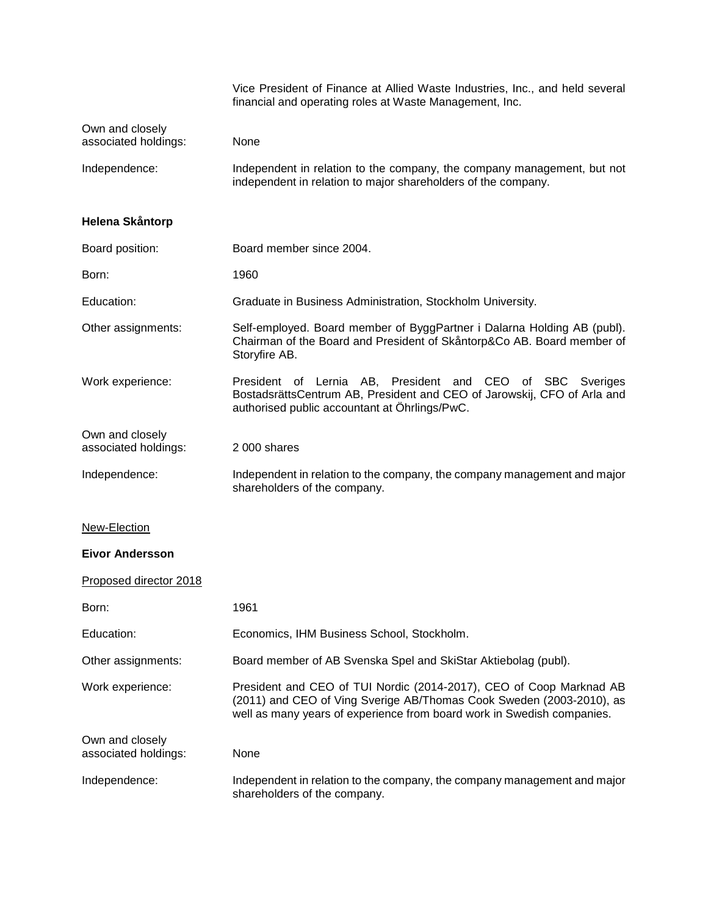Vice President of Finance at Allied Waste Industries, Inc., and held several financial and operating roles at Waste Management, Inc.

| | |
|---|---|
| Own and closely associated holdings: | None |
| Independence: | Independent in relation to the company, the company management, but not independent in relation to major shareholders of the company. |

**Helena Skåntorp**

| | |
|---|---|
| Board position: | Board member since 2004. |
| Born: | 1960 |
| Education: | Graduate in Business Administration, Stockholm University. |
| Other assignments: | Self-employed. Board member of ByggPartner i Dalarna Holding AB (publ). Chairman of the Board and President of Skåntorp&Co AB. Board member of Storyfire AB. |
| Work experience: | President of Lernia AB, President and CEO of SBC Sveriges BostadsrättsCentrum AB, President and CEO of Jarowskij, CFO of Arla and authorised public accountant at Öhrlings/PwC. |
| Own and closely associated holdings: | 2 000 shares |
| Independence: | Independent in relation to the company, the company management and major shareholders of the company. |

New-Election

**Eivor Andersson**

Proposed director 2018

| | |
|---|---|
| Born: | 1961 |
| Education: | Economics, IHM Business School, Stockholm. |
| Other assignments: | Board member of AB Svenska Spel and SkiStar Aktiebolag (publ). |
| Work experience: | President and CEO of TUI Nordic (2014-2017), CEO of Coop Marknad AB (2011) and CEO of Ving Sverige AB/Thomas Cook Sweden (2003-2010), as well as many years of experience from board work in Swedish companies. |
| Own and closely associated holdings: | None |
| Independence: | Independent in relation to the company, the company management and major shareholders of the company. |